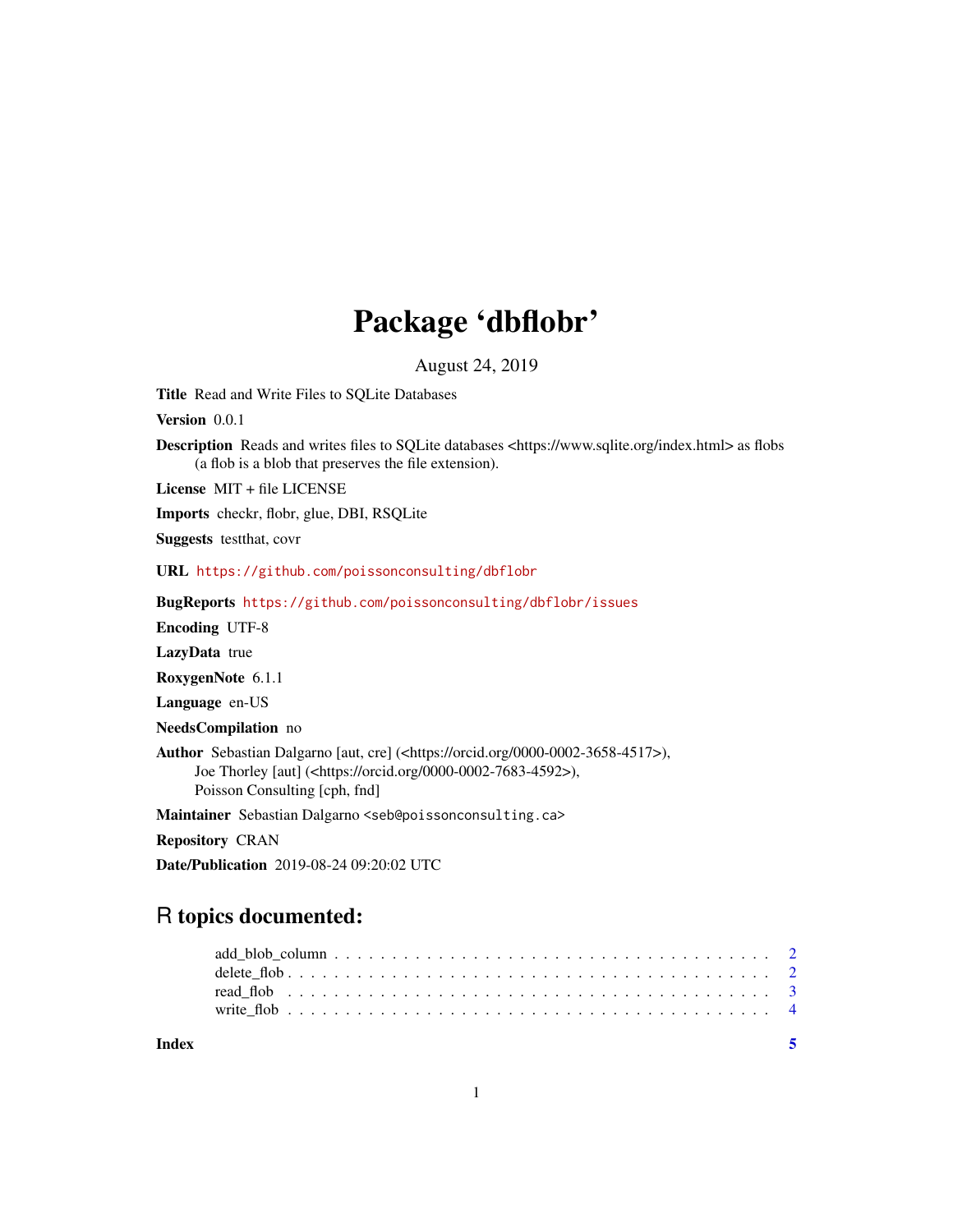# Package 'dbflobr'

August 24, 2019

**Title** Read and Write Files to SQLite Databases

**Version** 0.0.1

**Description** Reads and writes files to SQLite databases <https://www.sqlite.org/index.html> as flobs (a flob is a blob that preserves the file extension).

**License** MIT + file LICENSE

**Imports** checkr, flobr, glue, DBI, RSQLite

**Suggests** testthat, covr

**URL** https://github.com/poissonconsulting/dbflobr

**BugReports** https://github.com/poissonconsulting/dbflobr/issues

**Encoding** UTF-8

**LazyData** true

**RoxygenNote** 6.1.1

**Language** en-US

**NeedsCompilation** no

**Author** Sebastian Dalgarno [aut, cre] (<https://orcid.org/0000-0002-3658-4517>), Joe Thorley [aut] (<https://orcid.org/0000-0002-7683-4592>), Poisson Consulting [cph, fnd]

**Maintainer** Sebastian Dalgarno <seb@poissonconsulting.ca>

**Repository** CRAN

**Date/Publication** 2019-08-24 09:20:02 UTC

## R topics documented:

add_blob_column . . . . . . . . . . . . . . . . . . . . . . . . . . . . . . . . . . 2
delete_flob . . . . . . . . . . . . . . . . . . . . . . . . . . . . . . . . . . . . 2
read_flob . . . . . . . . . . . . . . . . . . . . . . . . . . . . . . . . . . . . . 3
write_flob . . . . . . . . . . . . . . . . . . . . . . . . . . . . . . . . . . . . . 4

**Index** 5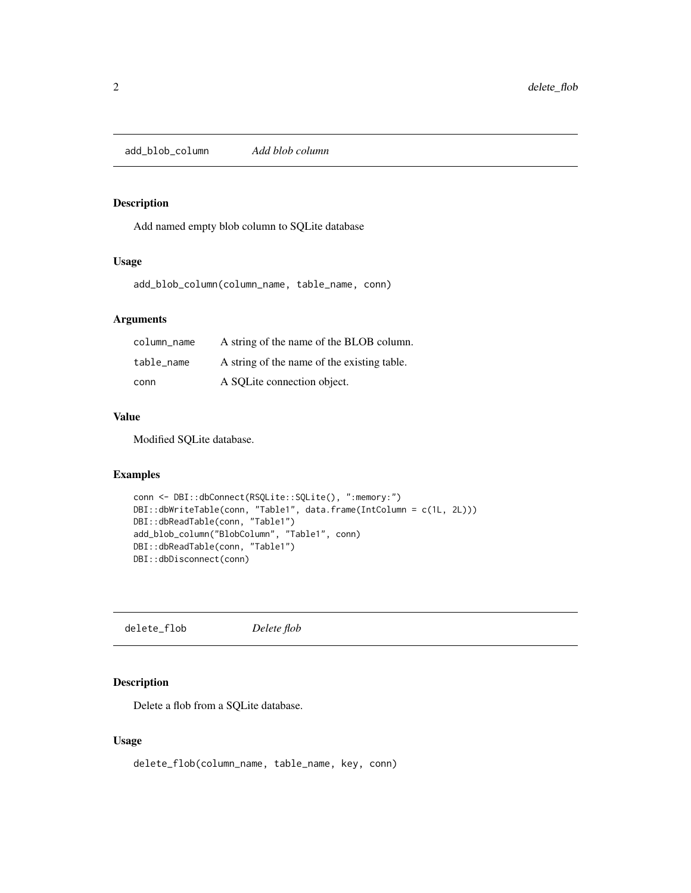## add_blob_column — *Add blob column*

### Description

Add named empty blob column to SQLite database

### Usage

```
add_blob_column(column_name, table_name, conn)
```

### Arguments

| | |
|---|---|
| column_name | A string of the name of the BLOB column. |
| table_name | A string of the name of the existing table. |
| conn | A SQLite connection object. |

### Value

Modified SQLite database.

### Examples

```
conn <- DBI::dbConnect(RSQLite::SQLite(), ":memory:")
DBI::dbWriteTable(conn, "Table1", data.frame(IntColumn = c(1L, 2L)))
DBI::dbReadTable(conn, "Table1")
add_blob_column("BlobColumn", "Table1", conn)
DBI::dbReadTable(conn, "Table1")
DBI::dbDisconnect(conn)
```

## delete_flob — *Delete flob*

### Description

Delete a flob from a SQLite database.

### Usage

```
delete_flob(column_name, table_name, key, conn)
```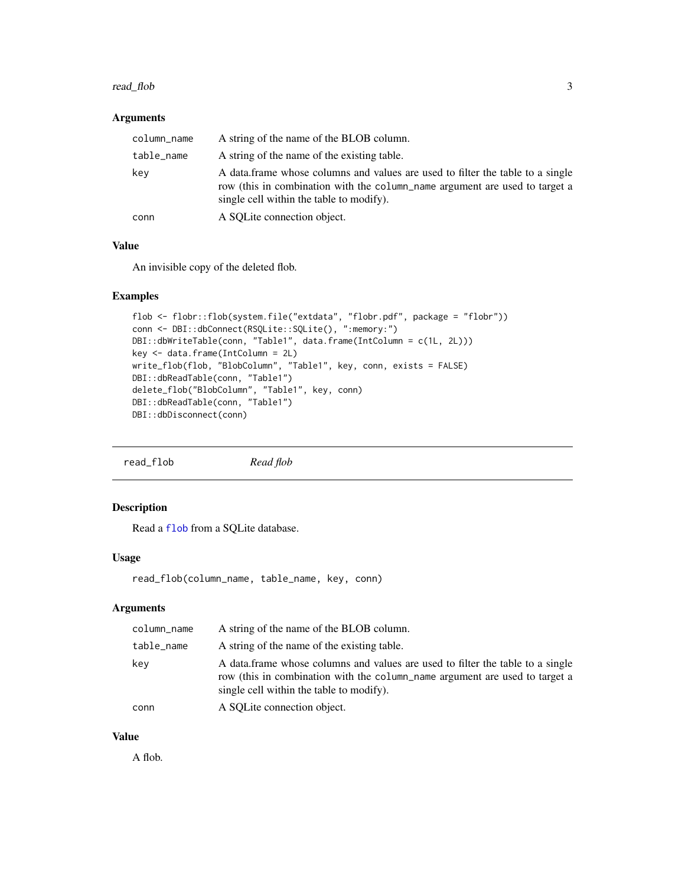### Arguments

| | |
|---|---|
| column_name | A string of the name of the BLOB column. |
| table_name | A string of the name of the existing table. |
| key | A data.frame whose columns and values are used to filter the table to a single row (this in combination with the column_name argument are used to target a single cell within the table to modify). |
| conn | A SQLite connection object. |

### Value

An invisible copy of the deleted flob.

### Examples

```
flob <- flobr::flob(system.file("extdata", "flobr.pdf", package = "flobr"))
conn <- DBI::dbConnect(RSQLite::SQLite(), ":memory:")
DBI::dbWriteTable(conn, "Table1", data.frame(IntColumn = c(1L, 2L)))
key <- data.frame(IntColumn = 2L)
write_flob(flob, "BlobColumn", "Table1", key, conn, exists = FALSE)
DBI::dbReadTable(conn, "Table1")
delete_flob("BlobColumn", "Table1", key, conn)
DBI::dbReadTable(conn, "Table1")
DBI::dbDisconnect(conn)
```

---

## read_flob *Read flob*

---

### Description

Read a flob from a SQLite database.

### Usage

```
read_flob(column_name, table_name, key, conn)
```

### Arguments

| | |
|---|---|
| column_name | A string of the name of the BLOB column. |
| table_name | A string of the name of the existing table. |
| key | A data.frame whose columns and values are used to filter the table to a single row (this in combination with the column_name argument are used to target a single cell within the table to modify). |
| conn | A SQLite connection object. |

### Value

A flob.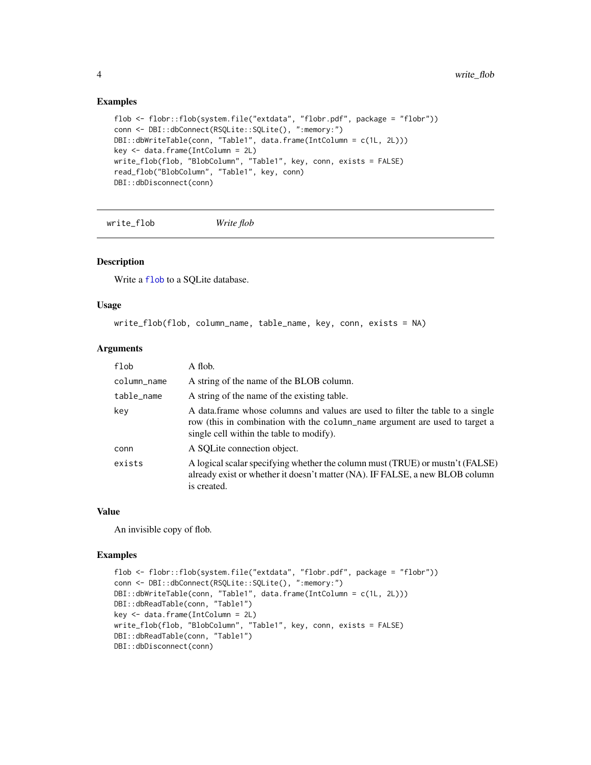## Examples

```
flob <- flobr::flob(system.file("extdata", "flobr.pdf", package = "flobr"))
conn <- DBI::dbConnect(RSQLite::SQLite(), ":memory:")
DBI::dbWriteTable(conn, "Table1", data.frame(IntColumn = c(1L, 2L)))
key <- data.frame(IntColumn = 2L)
write_flob(flob, "BlobColumn", "Table1", key, conn, exists = FALSE)
read_flob("BlobColumn", "Table1", key, conn)
DBI::dbDisconnect(conn)
```

# write_flob *Write flob*

## Description

Write a flob to a SQLite database.

## Usage

```
write_flob(flob, column_name, table_name, key, conn, exists = NA)
```

## Arguments

| | |
|---|---|
| flob | A flob. |
| column_name | A string of the name of the BLOB column. |
| table_name | A string of the name of the existing table. |
| key | A data.frame whose columns and values are used to filter the table to a single row (this in combination with the column_name argument are used to target a single cell within the table to modify). |
| conn | A SQLite connection object. |
| exists | A logical scalar specifying whether the column must (TRUE) or mustn't (FALSE) already exist or whether it doesn't matter (NA). IF FALSE, a new BLOB column is created. |

## Value

An invisible copy of flob.

## Examples

```
flob <- flobr::flob(system.file("extdata", "flobr.pdf", package = "flobr"))
conn <- DBI::dbConnect(RSQLite::SQLite(), ":memory:")
DBI::dbWriteTable(conn, "Table1", data.frame(IntColumn = c(1L, 2L)))
DBI::dbReadTable(conn, "Table1")
key <- data.frame(IntColumn = 2L)
write_flob(flob, "BlobColumn", "Table1", key, conn, exists = FALSE)
DBI::dbReadTable(conn, "Table1")
DBI::dbDisconnect(conn)
```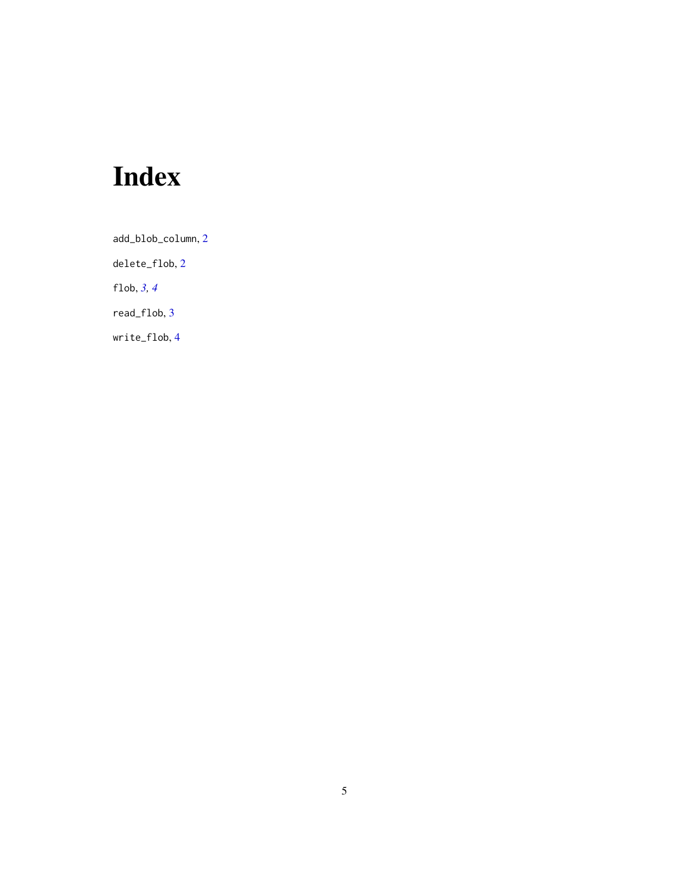# Index

add_blob_column, 2

delete_flob, 2

flob, *3, 4*

read_flob, 3

write_flob, 4